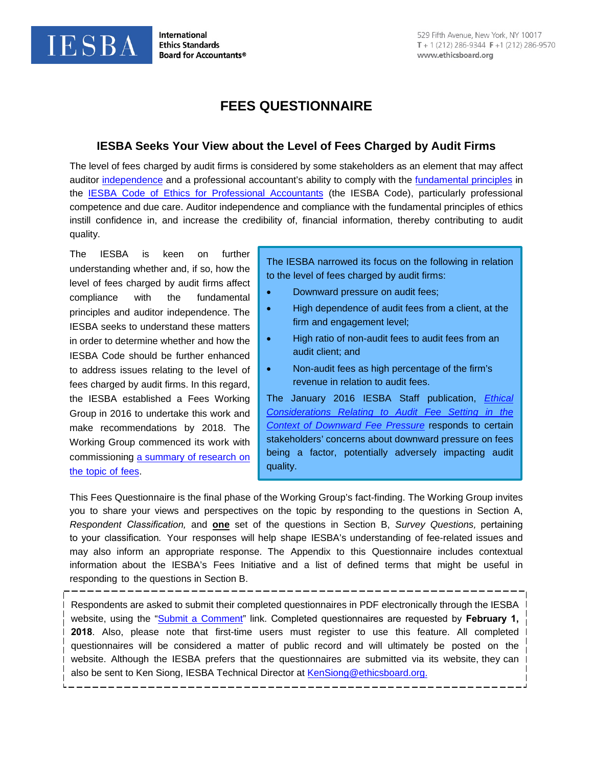# FEES QUESTIONNAIRE

## IESBA Seeks Your View about the Level of Fees Charged by Audit Firms

The level of fees charged by audit firms is considered by some stakeholders as an element that may affect auditor independence and a professional accountant's ability to comply with the fundamental principles in the IESBA Code of Ethics for Professional Accountants (the IESBA Code), particularly professional competence and due care. Auditor independence and compliance with the fundamental principles of ethics instill confidence in, and increase the credibility of, financial information, thereby contributing to audit quality.

The IESBA is keen on further understanding whether and, if so, how the level of fees charged by audit firms affect compliance with the fundamental principles and auditor independence. The IESBA seeks to understand these matters in order to determine whether and how the IESBA Code should be further enhanced to address issues relating to the level of fees charged by audit firms. In this regard, the IESBA established a Fees Working Group in 2016 to undertake this work and make recommendations by 2018. The Working Group commenced its work with commissioning a summary of research on the topic of fees.

> The IESBA narrowed its focus on the following in relation to the level of fees charged by audit firms:
>
> - Downward pressure on audit fees;
> - High dependence of audit fees from a client, at the firm and engagement level;
> - High ratio of non-audit fees to audit fees from an audit client; and
> - Non-audit fees as high percentage of the firm's revenue in relation to audit fees.
>
> The January 2016 IESBA Staff publication, *Ethical Considerations Relating to Audit Fee Setting in the Context of Downward Fee Pressure* responds to certain stakeholders' concerns about downward pressure on fees being a factor, potentially adversely impacting audit quality.

This Fees Questionnaire is the final phase of the Working Group's fact-finding. The Working Group invites you to share your views and perspectives on the topic by responding to the questions in Section A, *Respondent Classification,* and **one** set of the questions in Section B, *Survey Questions,* pertaining to your classification. Your responses will help shape IESBA's understanding of fee-related issues and may also inform an appropriate response. The Appendix to this Questionnaire includes contextual information about the IESBA's Fees Initiative and a list of defined terms that might be useful in responding to the questions in Section B.

> Respondents are asked to submit their completed questionnaires in PDF electronically through the IESBA website, using the "Submit a Comment" link. Completed questionnaires are requested by **February 1, 2018**. Also, please note that first-time users must register to use this feature. All completed questionnaires will be considered a matter of public record and will ultimately be posted on the website. Although the IESBA prefers that the questionnaires are submitted via its website, they can also be sent to Ken Siong, IESBA Technical Director at KenSiong@ethicsboard.org.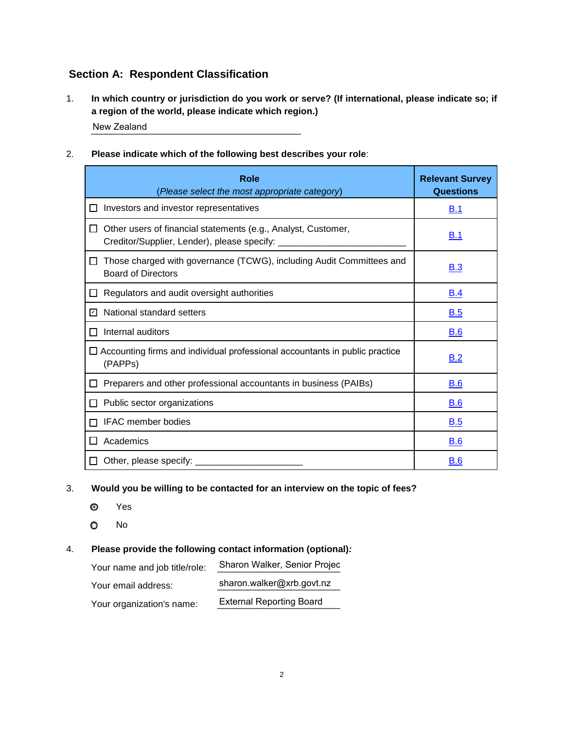## Section A: Respondent Classification

1. **In which country or jurisdiction do you work or serve? (If international, please indicate so; if a region of the world, please indicate which region.)**

   New Zealand

2. **Please indicate which of the following best describes your role**:

| Role<br>(*Please select the most appropriate category*) | Relevant Survey Questions |
|---|---|
| ☐ Investors and investor representatives | B.1 |
| ☐ Other users of financial statements (e.g., Analyst, Customer, Creditor/Supplier, Lender), please specify: ________________________ | B.1 |
| ☐ Those charged with governance (TCWG), including Audit Committees and Board of Directors | B.3 |
| ☐ Regulators and audit oversight authorities | B.4 |
| ☑ National standard setters | B.5 |
| ☐ Internal auditors | B.6 |
| ☐ Accounting firms and individual professional accountants in public practice (PAPPs) | B.2 |
| ☐ Preparers and other professional accountants in business (PAIBs) | B.6 |
| ☐ Public sector organizations | B.6 |
| ☐ IFAC member bodies | B.5 |
| ☐ Academics | B.6 |
| ☐ Other, please specify: _____________________ | B.6 |

3. **Would you be willing to be contacted for an interview on the topic of fees?**

   ◉ Yes

   ○ No

4. **Please provide the following contact information (optional)*:***

   Your name and job title/role: Sharon Walker, Senior Projec

   Your email address: sharon.walker@xrb.govt.nz

   Your organization's name: External Reporting Board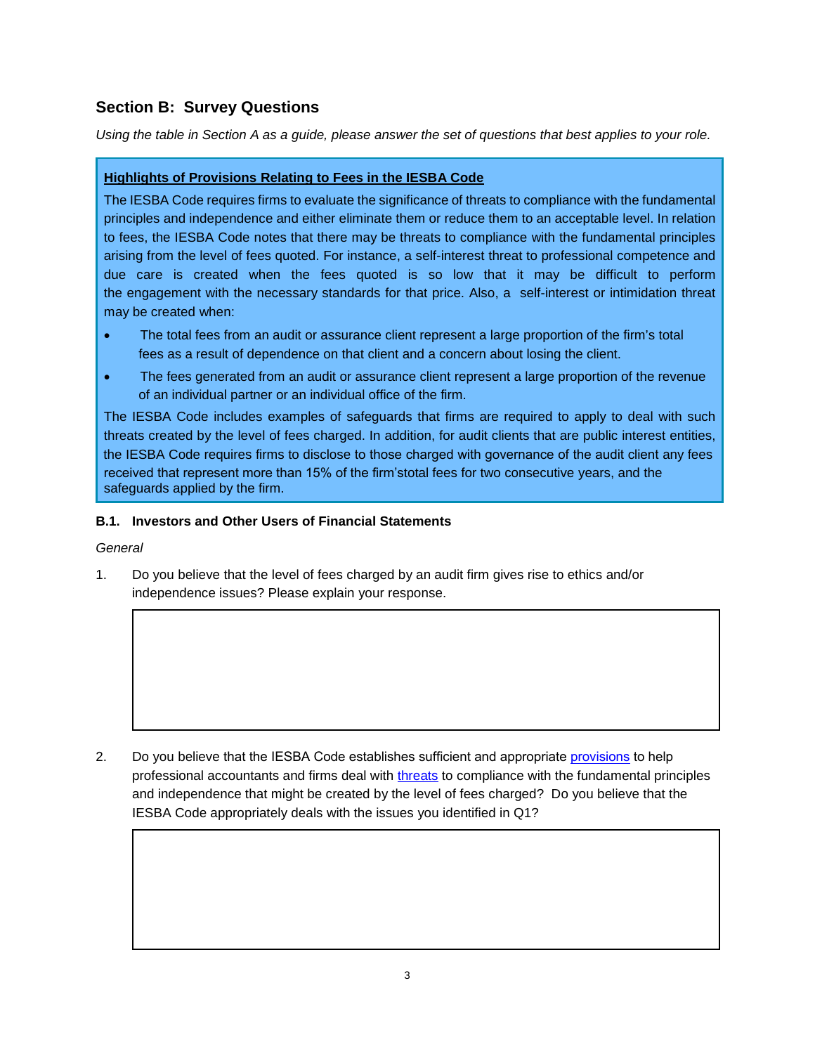## Section B: Survey Questions

*Using the table in Section A as a guide, please answer the set of questions that best applies to your role.*

> **<u>Highlights of Provisions Relating to Fees in the IESBA Code</u>**
>
> The IESBA Code requires firms to evaluate the significance of threats to compliance with the fundamental principles and independence and either eliminate them or reduce them to an acceptable level. In relation to fees, the IESBA Code notes that there may be threats to compliance with the fundamental principles arising from the level of fees quoted. For instance, a self-interest threat to professional competence and due care is created when the fees quoted is so low that it may be difficult to perform the engagement with the necessary standards for that price. Also, a self-interest or intimidation threat may be created when:
>
> - The total fees from an audit or assurance client represent a large proportion of the firm's total fees as a result of dependence on that client and a concern about losing the client.
> - The fees generated from an audit or assurance client represent a large proportion of the revenue of an individual partner or an individual office of the firm.
>
> The IESBA Code includes examples of safeguards that firms are required to apply to deal with such threats created by the level of fees charged. In addition, for audit clients that are public interest entities, the IESBA Code requires firms to disclose to those charged with governance of the audit client any fees received that represent more than 15% of the firm'stotal fees for two consecutive years, and the safeguards applied by the firm.

### B.1. Investors and Other Users of Financial Statements

*General*

1. Do you believe that the level of fees charged by an audit firm gives rise to ethics and/or independence issues? Please explain your response.

| |
|---|
| |

2. Do you believe that the IESBA Code establishes sufficient and appropriate provisions to help professional accountants and firms deal with threats to compliance with the fundamental principles and independence that might be created by the level of fees charged? Do you believe that the IESBA Code appropriately deals with the issues you identified in Q1?

| |
|---|
| |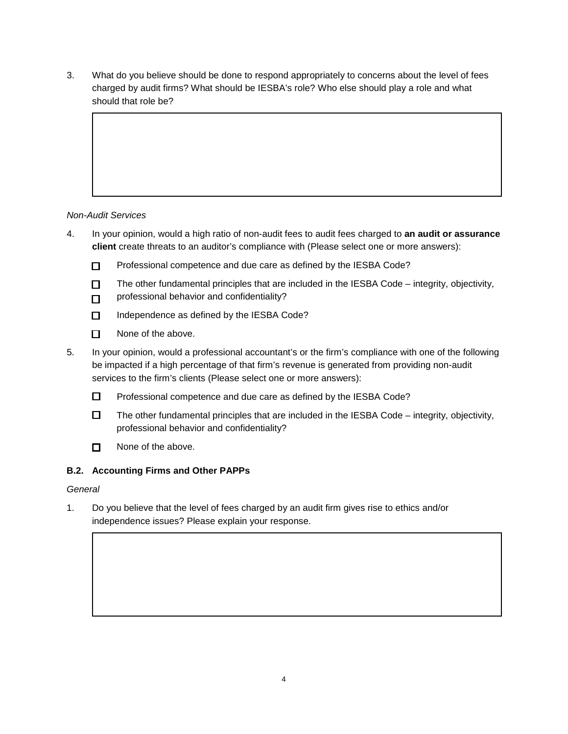3. What do you believe should be done to respond appropriately to concerns about the level of fees charged by audit firms? What should be IESBA's role? Who else should play a role and what should that role be?

*Non-Audit Services*

4. In your opinion, would a high ratio of non-audit fees to audit fees charged to **an audit or assurance client** create threats to an auditor's compliance with (Please select one or more answers):

   - ☐ Professional competence and due care as defined by the IESBA Code?
   - ☐ The other fundamental principles that are included in the IESBA Code – integrity, objectivity, professional behavior and confidentiality?
   - ☐ Independence as defined by the IESBA Code?
   - ☐ None of the above.

5. In your opinion, would a professional accountant's or the firm's compliance with one of the following be impacted if a high percentage of that firm's revenue is generated from providing non-audit services to the firm's clients (Please select one or more answers):

   - ☐ Professional competence and due care as defined by the IESBA Code?
   - ☐ The other fundamental principles that are included in the IESBA Code – integrity, objectivity, professional behavior and confidentiality?
   - ☐ None of the above.

### B.2. Accounting Firms and Other PAPPs

*General*

1. Do you believe that the level of fees charged by an audit firm gives rise to ethics and/or independence issues? Please explain your response.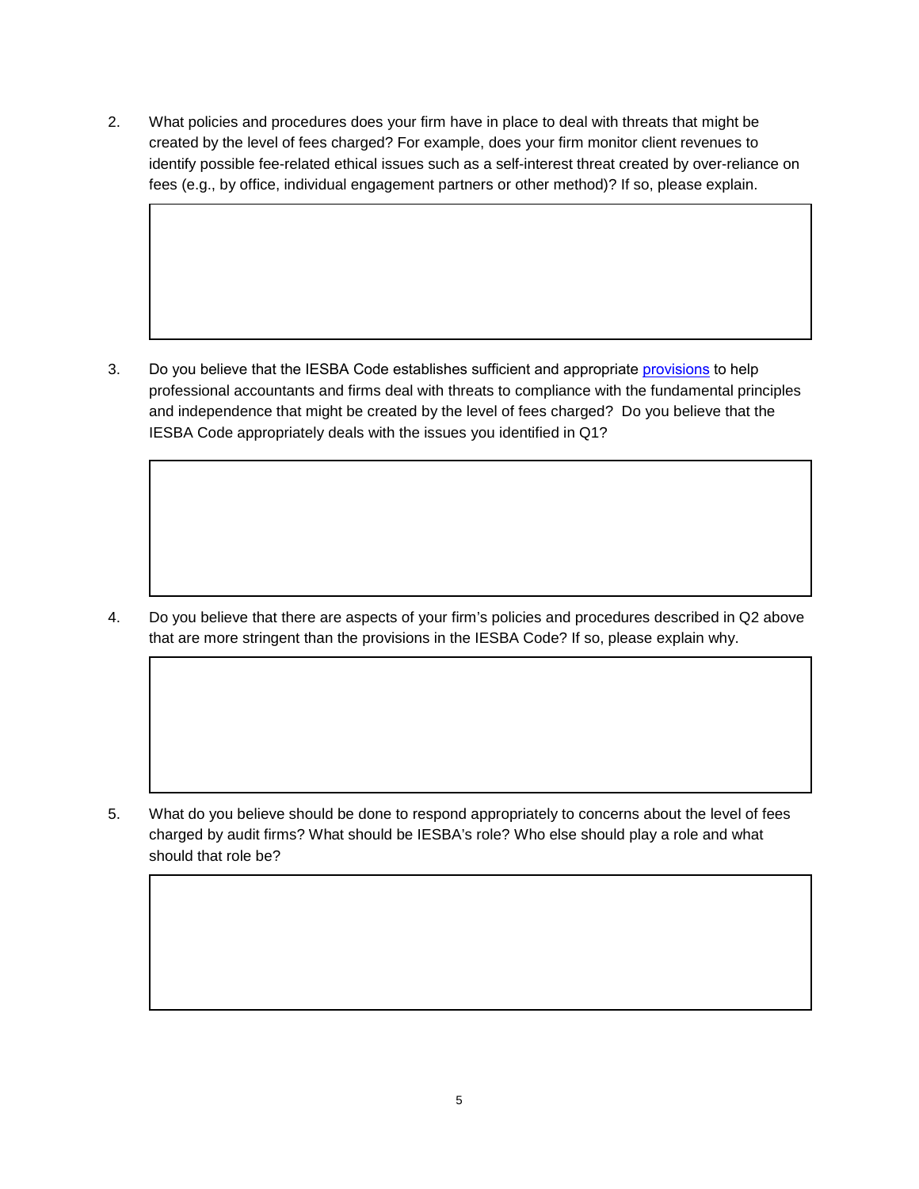2. What policies and procedures does your firm have in place to deal with threats that might be created by the level of fees charged? For example, does your firm monitor client revenues to identify possible fee-related ethical issues such as a self-interest threat created by over-reliance on fees (e.g., by office, individual engagement partners or other method)? If so, please explain.

3. Do you believe that the IESBA Code establishes sufficient and appropriate provisions to help professional accountants and firms deal with threats to compliance with the fundamental principles and independence that might be created by the level of fees charged? Do you believe that the IESBA Code appropriately deals with the issues you identified in Q1?

4. Do you believe that there are aspects of your firm's policies and procedures described in Q2 above that are more stringent than the provisions in the IESBA Code? If so, please explain why.

5. What do you believe should be done to respond appropriately to concerns about the level of fees charged by audit firms? What should be IESBA's role? Who else should play a role and what should that role be?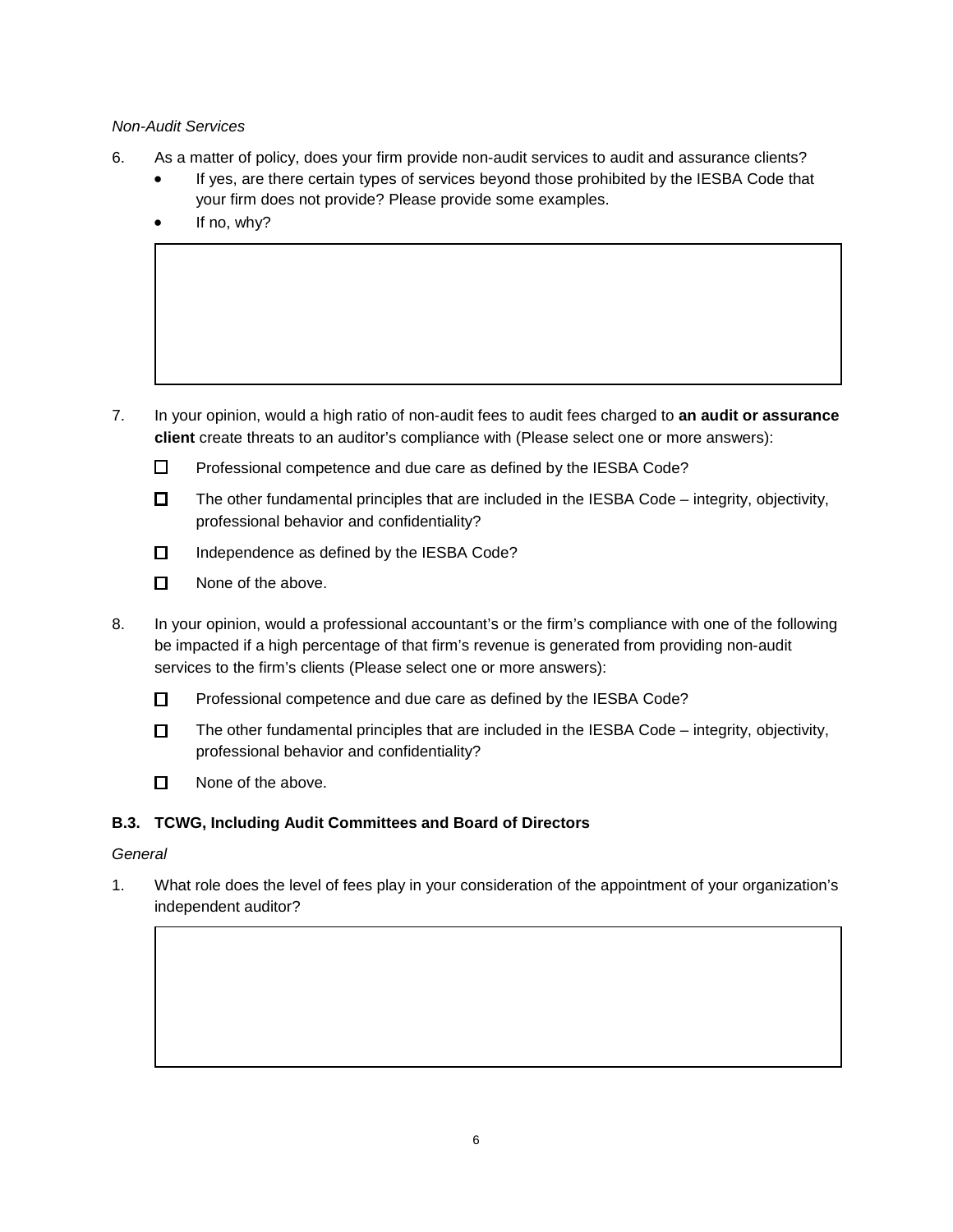*Non-Audit Services*

6. As a matter of policy, does your firm provide non-audit services to audit and assurance clients?
   - If yes, are there certain types of services beyond those prohibited by the IESBA Code that your firm does not provide? Please provide some examples.
   - If no, why?

7. In your opinion, would a high ratio of non-audit fees to audit fees charged to **an audit or assurance client** create threats to an auditor's compliance with (Please select one or more answers):

   ☐ Professional competence and due care as defined by the IESBA Code?

   ☐ The other fundamental principles that are included in the IESBA Code – integrity, objectivity, professional behavior and confidentiality?

   ☐ Independence as defined by the IESBA Code?

   ☐ None of the above.

8. In your opinion, would a professional accountant's or the firm's compliance with one of the following be impacted if a high percentage of that firm's revenue is generated from providing non-audit services to the firm's clients (Please select one or more answers):

   ☐ Professional competence and due care as defined by the IESBA Code?

   ☐ The other fundamental principles that are included in the IESBA Code – integrity, objectivity, professional behavior and confidentiality?

   ☐ None of the above.

### B.3. TCWG, Including Audit Committees and Board of Directors

*General*

1. What role does the level of fees play in your consideration of the appointment of your organization's independent auditor?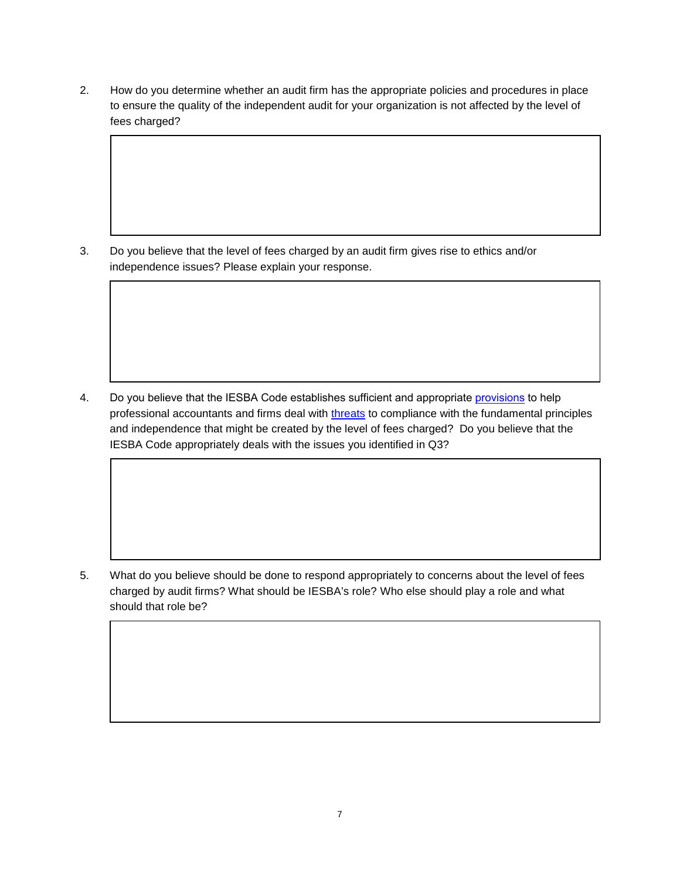2. How do you determine whether an audit firm has the appropriate policies and procedures in place to ensure the quality of the independent audit for your organization is not affected by the level of fees charged?

3. Do you believe that the level of fees charged by an audit firm gives rise to ethics and/or independence issues? Please explain your response.

4. Do you believe that the IESBA Code establishes sufficient and appropriate [provisions] to help professional accountants and firms deal with [threats] to compliance with the fundamental principles and independence that might be created by the level of fees charged? Do you believe that the IESBA Code appropriately deals with the issues you identified in Q3?

5. What do you believe should be done to respond appropriately to concerns about the level of fees charged by audit firms? What should be IESBA's role? Who else should play a role and what should that role be?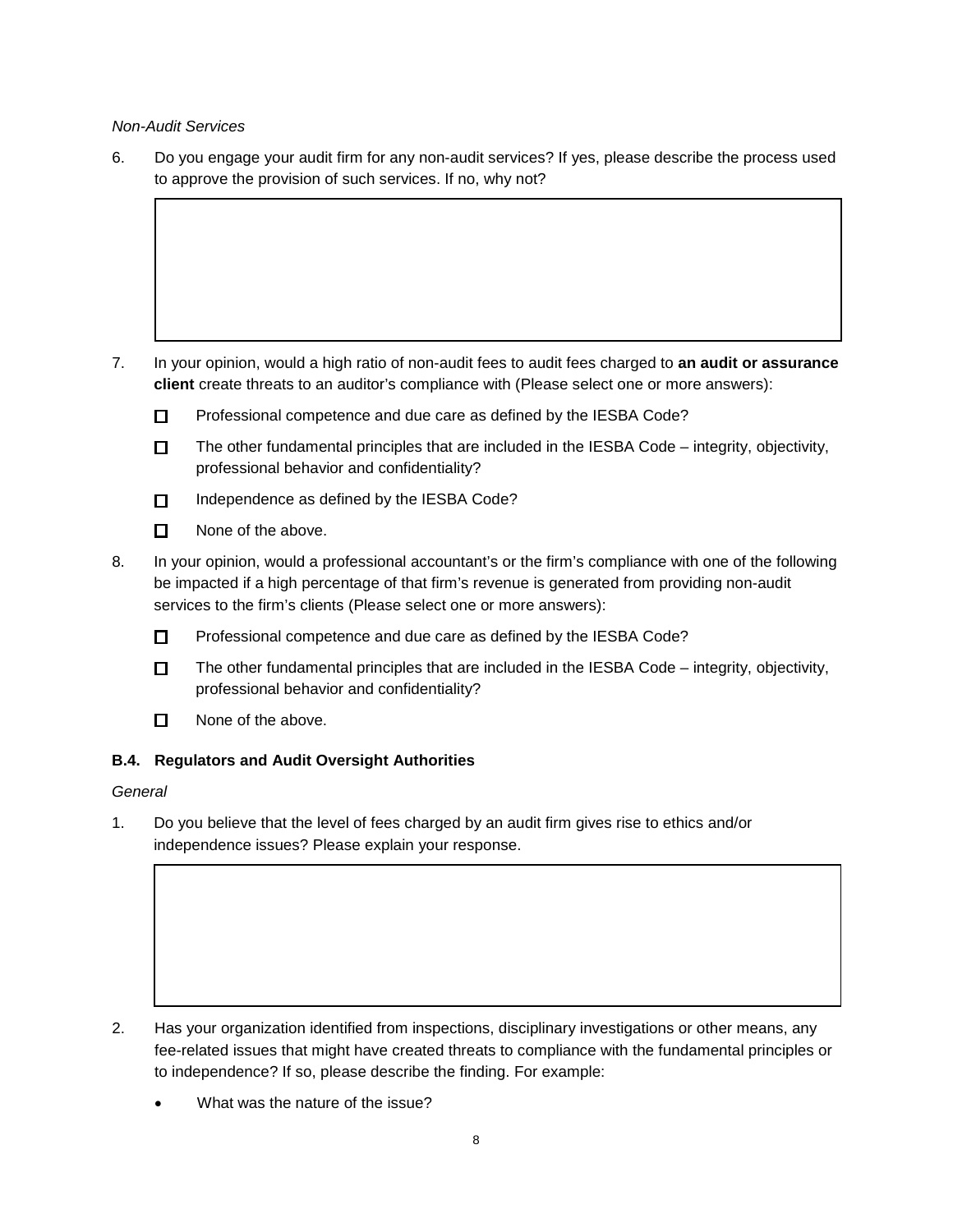*Non-Audit Services*

6. Do you engage your audit firm for any non-audit services? If yes, please describe the process used to approve the provision of such services. If no, why not?

| |
|---|
| |

7. In your opinion, would a high ratio of non-audit fees to audit fees charged to **an audit or assurance client** create threats to an auditor's compliance with (Please select one or more answers):

   - ☐ Professional competence and due care as defined by the IESBA Code?
   - ☐ The other fundamental principles that are included in the IESBA Code – integrity, objectivity, professional behavior and confidentiality?
   - ☐ Independence as defined by the IESBA Code?
   - ☐ None of the above.

8. In your opinion, would a professional accountant's or the firm's compliance with one of the following be impacted if a high percentage of that firm's revenue is generated from providing non-audit services to the firm's clients (Please select one or more answers):

   - ☐ Professional competence and due care as defined by the IESBA Code?
   - ☐ The other fundamental principles that are included in the IESBA Code – integrity, objectivity, professional behavior and confidentiality?
   - ☐ None of the above.

### B.4. Regulators and Audit Oversight Authorities

*General*

1. Do you believe that the level of fees charged by an audit firm gives rise to ethics and/or independence issues? Please explain your response.

| |
|---|
| |

2. Has your organization identified from inspections, disciplinary investigations or other means, any fee-related issues that might have created threats to compliance with the fundamental principles or to independence? If so, please describe the finding. For example:

   - What was the nature of the issue?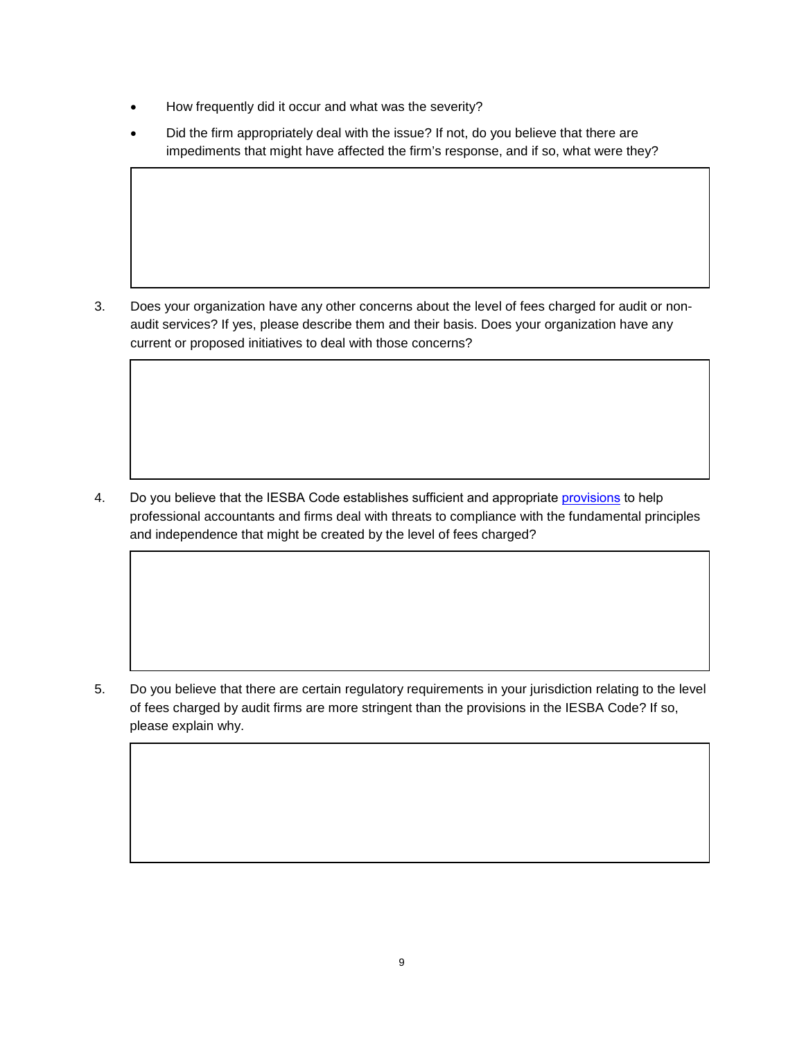- How frequently did it occur and what was the severity?
- Did the firm appropriately deal with the issue? If not, do you believe that there are impediments that might have affected the firm's response, and if so, what were they?

3. Does your organization have any other concerns about the level of fees charged for audit or non-audit services? If yes, please describe them and their basis. Does your organization have any current or proposed initiatives to deal with those concerns?

4. Do you believe that the IESBA Code establishes sufficient and appropriate [provisions] to help professional accountants and firms deal with threats to compliance with the fundamental principles and independence that might be created by the level of fees charged?

5. Do you believe that there are certain regulatory requirements in your jurisdiction relating to the level of fees charged by audit firms are more stringent than the provisions in the IESBA Code? If so, please explain why.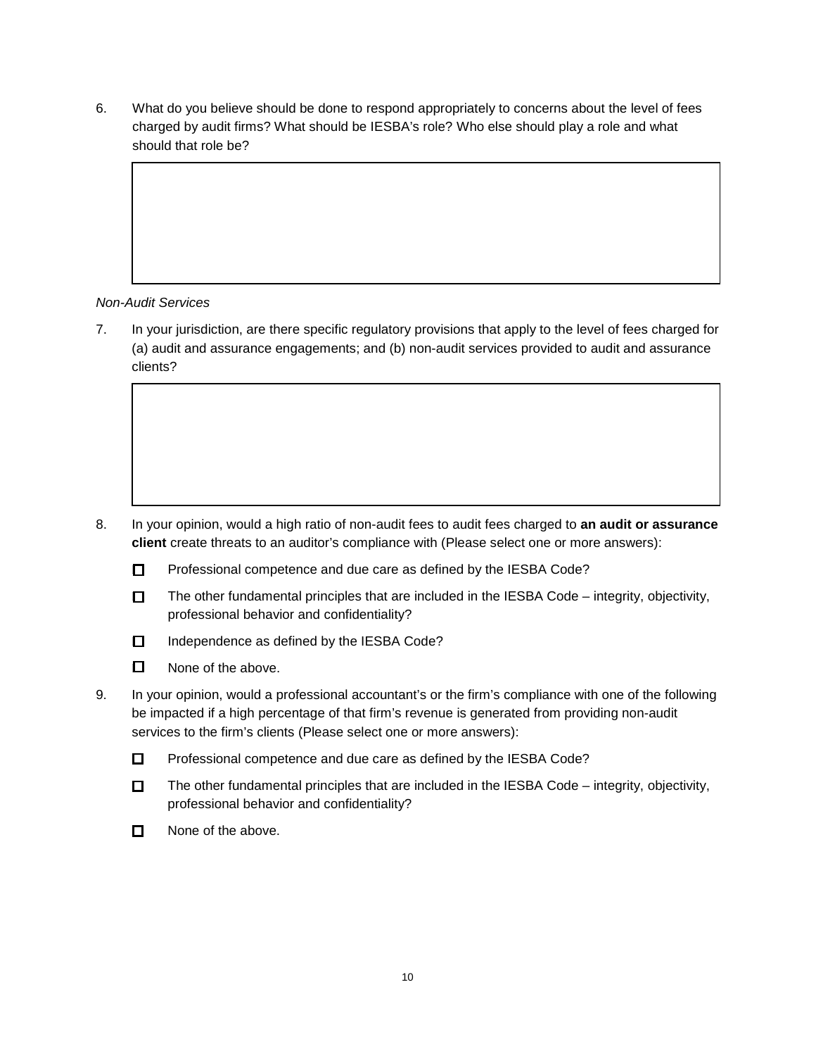6. What do you believe should be done to respond appropriately to concerns about the level of fees charged by audit firms? What should be IESBA's role? Who else should play a role and what should that role be?

*Non-Audit Services*

7. In your jurisdiction, are there specific regulatory provisions that apply to the level of fees charged for (a) audit and assurance engagements; and (b) non-audit services provided to audit and assurance clients?

8. In your opinion, would a high ratio of non-audit fees to audit fees charged to **an audit or assurance client** create threats to an auditor's compliance with (Please select one or more answers):

   - ☐ Professional competence and due care as defined by the IESBA Code?
   - ☐ The other fundamental principles that are included in the IESBA Code – integrity, objectivity, professional behavior and confidentiality?
   - ☐ Independence as defined by the IESBA Code?
   - ☐ None of the above.

9. In your opinion, would a professional accountant's or the firm's compliance with one of the following be impacted if a high percentage of that firm's revenue is generated from providing non-audit services to the firm's clients (Please select one or more answers):

   - ☐ Professional competence and due care as defined by the IESBA Code?
   - ☐ The other fundamental principles that are included in the IESBA Code – integrity, objectivity, professional behavior and confidentiality?
   - ☐ None of the above.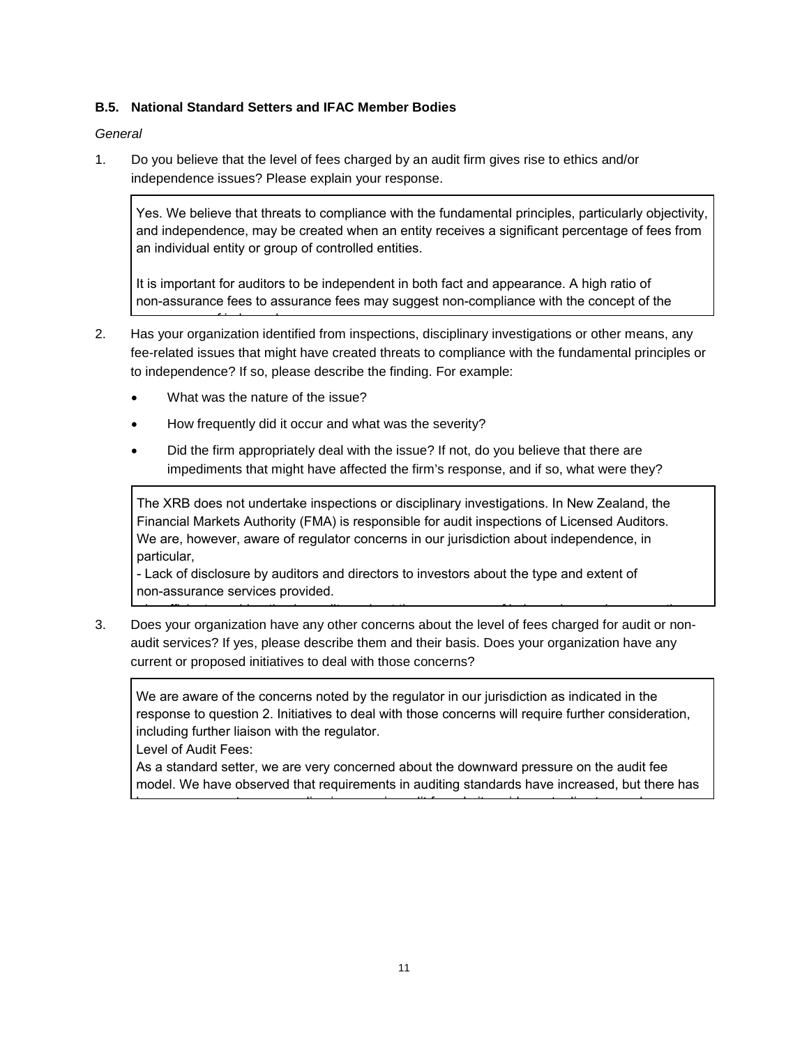### B.5. National Standard Setters and IFAC Member Bodies

*General*

1. Do you believe that the level of fees charged by an audit firm gives rise to ethics and/or independence issues? Please explain your response.

> Yes. We believe that threats to compliance with the fundamental principles, particularly objectivity, and independence, may be created when an entity receives a significant percentage of fees from an individual entity or group of controlled entities.
>
> It is important for auditors to be independent in both fact and appearance. A high ratio of non-assurance fees to assurance fees may suggest non-compliance with the concept of the

2. Has your organization identified from inspections, disciplinary investigations or other means, any fee-related issues that might have created threats to compliance with the fundamental principles or to independence? If so, please describe the finding. For example:

   - What was the nature of the issue?
   - How frequently did it occur and what was the severity?
   - Did the firm appropriately deal with the issue? If not, do you believe that there are impediments that might have affected the firm's response, and if so, what were they?

> The XRB does not undertake inspections or disciplinary investigations. In New Zealand, the Financial Markets Authority (FMA) is responsible for audit inspections of Licensed Auditors. We are, however, aware of regulator concerns in our jurisdiction about independence, in particular,
>
> - Lack of disclosure by auditors and directors to investors about the type and extent of non-assurance services provided.

3. Does your organization have any other concerns about the level of fees charged for audit or non-audit services? If yes, please describe them and their basis. Does your organization have any current or proposed initiatives to deal with those concerns?

> We are aware of the concerns noted by the regulator in our jurisdiction as indicated in the response to question 2. Initiatives to deal with those concerns will require further consideration, including further liaison with the regulator.
>
> Level of Audit Fees:
>
> As a standard setter, we are very concerned about the downward pressure on the audit fee model. We have observed that requirements in auditing standards have increased, but there has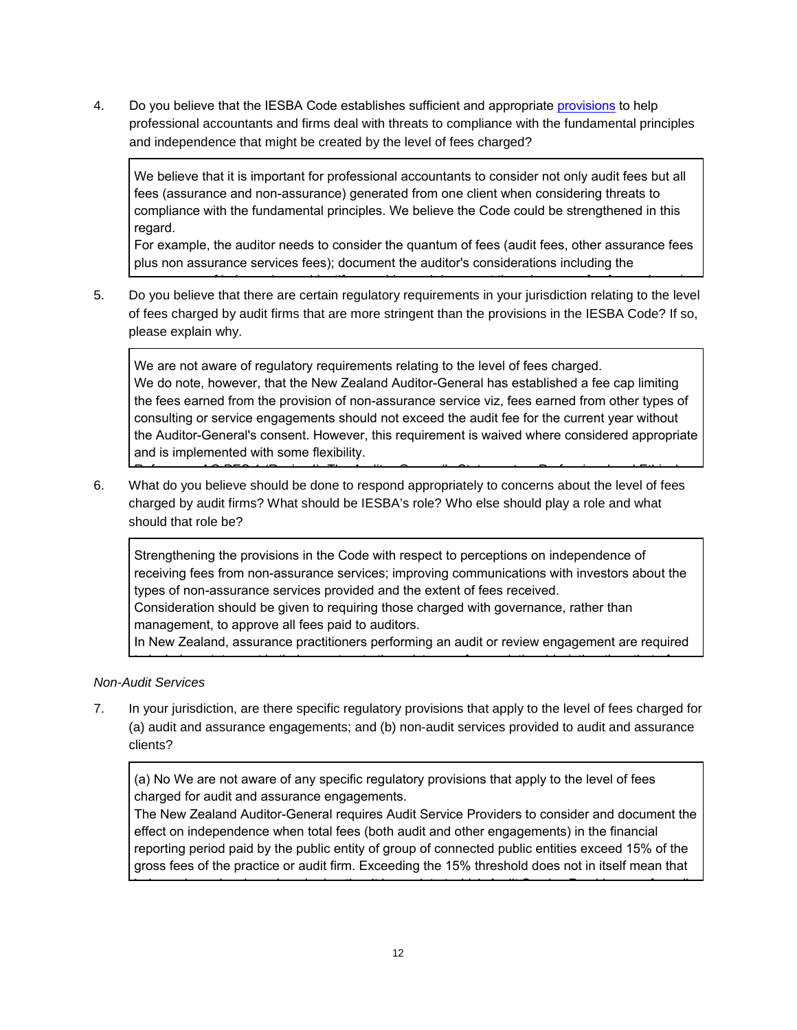4. Do you believe that the IESBA Code establishes sufficient and appropriate provisions to help professional accountants and firms deal with threats to compliance with the fundamental principles and independence that might be created by the level of fees charged?

> We believe that it is important for professional accountants to consider not only audit fees but all fees (assurance and non-assurance) generated from one client when considering threats to compliance with the fundamental principles. We believe the Code could be strengthened in this regard.
> For example, the auditor needs to consider the quantum of fees (audit fees, other assurance fees plus non assurance services fees); document the auditor's considerations including the

5. Do you believe that there are certain regulatory requirements in your jurisdiction relating to the level of fees charged by audit firms that are more stringent than the provisions in the IESBA Code? If so, please explain why.

> We are not aware of regulatory requirements relating to the level of fees charged.
> We do note, however, that the New Zealand Auditor-General has established a fee cap limiting the fees earned from the provision of non-assurance service viz, fees earned from other types of consulting or service engagements should not exceed the audit fee for the current year without the Auditor-General's consent. However, this requirement is waived where considered appropriate and is implemented with some flexibility.

6. What do you believe should be done to respond appropriately to concerns about the level of fees charged by audit firms? What should be IESBA's role? Who else should play a role and what should that role be?

> Strengthening the provisions in the Code with respect to perceptions on independence of receiving fees from non-assurance services; improving communications with investors about the types of non-assurance services provided and the extent of fees received.
> Consideration should be given to requiring those charged with governance, rather than management, to approve all fees paid to auditors.
> In New Zealand, assurance practitioners performing an audit or review engagement are required

*Non-Audit Services*

7. In your jurisdiction, are there specific regulatory provisions that apply to the level of fees charged for (a) audit and assurance engagements; and (b) non-audit services provided to audit and assurance clients?

> (a) No We are not aware of any specific regulatory provisions that apply to the level of fees charged for audit and assurance engagements.
> The New Zealand Auditor-General requires Audit Service Providers to consider and document the effect on independence when total fees (both audit and other engagements) in the financial reporting period paid by the public entity of group of connected public entities exceed 15% of the gross fees of the practice or audit firm. Exceeding the 15% threshold does not in itself mean that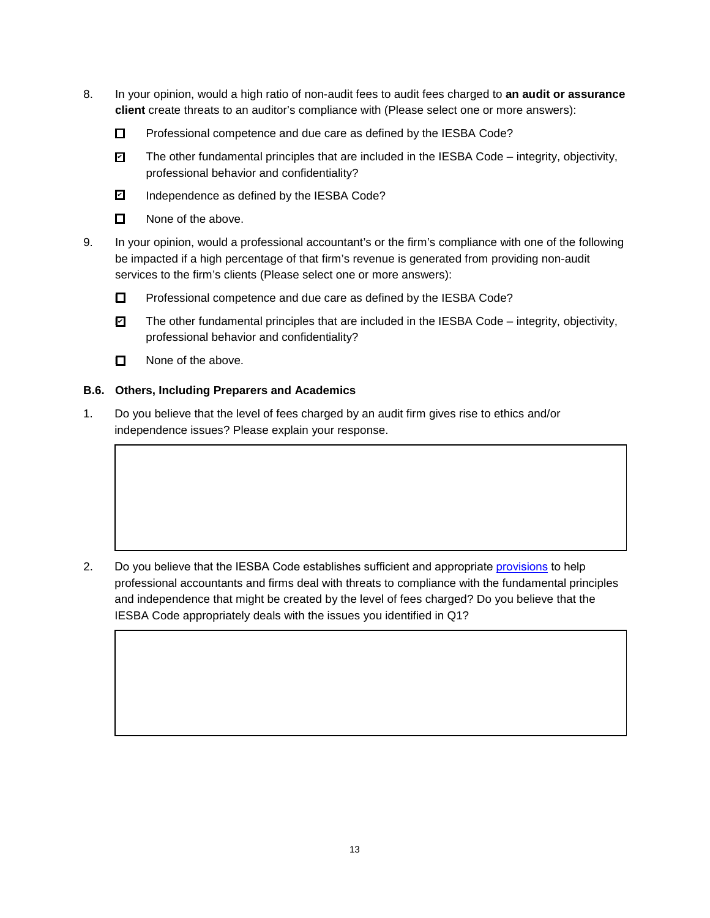8. In your opinion, would a high ratio of non-audit fees to audit fees charged to **an audit or assurance client** create threats to an auditor's compliance with (Please select one or more answers):

   - [ ] Professional competence and due care as defined by the IESBA Code?
   - [x] The other fundamental principles that are included in the IESBA Code – integrity, objectivity, professional behavior and confidentiality?
   - [x] Independence as defined by the IESBA Code?
   - [ ] None of the above.

9. In your opinion, would a professional accountant's or the firm's compliance with one of the following be impacted if a high percentage of that firm's revenue is generated from providing non-audit services to the firm's clients (Please select one or more answers):

   - [ ] Professional competence and due care as defined by the IESBA Code?
   - [x] The other fundamental principles that are included in the IESBA Code – integrity, objectivity, professional behavior and confidentiality?
   - [ ] None of the above.

### B.6. Others, Including Preparers and Academics

1. Do you believe that the level of fees charged by an audit firm gives rise to ethics and/or independence issues? Please explain your response.

2. Do you believe that the IESBA Code establishes sufficient and appropriate provisions to help professional accountants and firms deal with threats to compliance with the fundamental principles and independence that might be created by the level of fees charged? Do you believe that the IESBA Code appropriately deals with the issues you identified in Q1?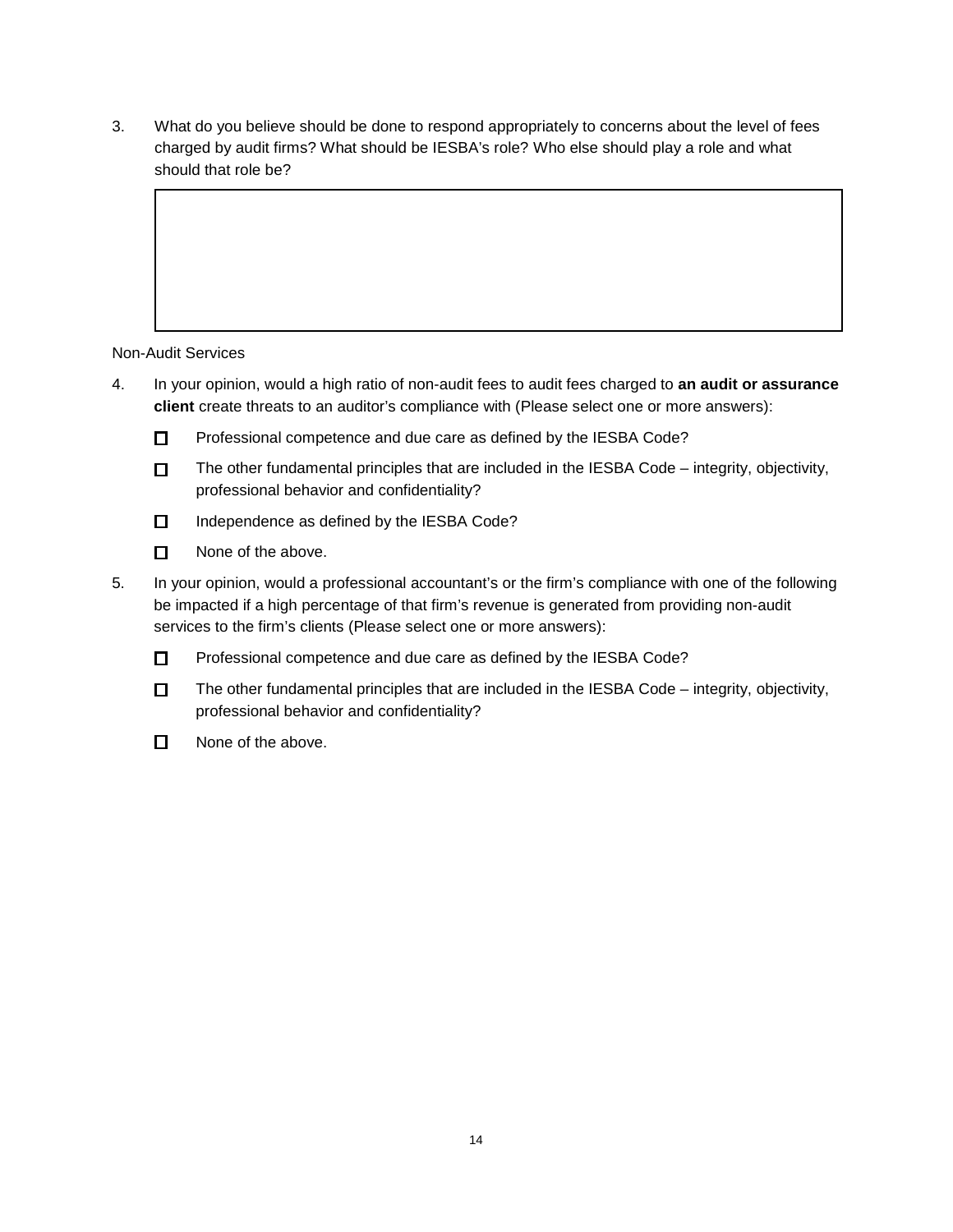3. What do you believe should be done to respond appropriately to concerns about the level of fees charged by audit firms? What should be IESBA's role? Who else should play a role and what should that role be?

| |
|---|
| |

Non-Audit Services

4. In your opinion, would a high ratio of non-audit fees to audit fees charged to **an audit or assurance client** create threats to an auditor's compliance with (Please select one or more answers):

   - ☐ Professional competence and due care as defined by the IESBA Code?
   - ☐ The other fundamental principles that are included in the IESBA Code – integrity, objectivity, professional behavior and confidentiality?
   - ☐ Independence as defined by the IESBA Code?
   - ☐ None of the above.

5. In your opinion, would a professional accountant's or the firm's compliance with one of the following be impacted if a high percentage of that firm's revenue is generated from providing non-audit services to the firm's clients (Please select one or more answers):

   - ☐ Professional competence and due care as defined by the IESBA Code?
   - ☐ The other fundamental principles that are included in the IESBA Code – integrity, objectivity, professional behavior and confidentiality?
   - ☐ None of the above.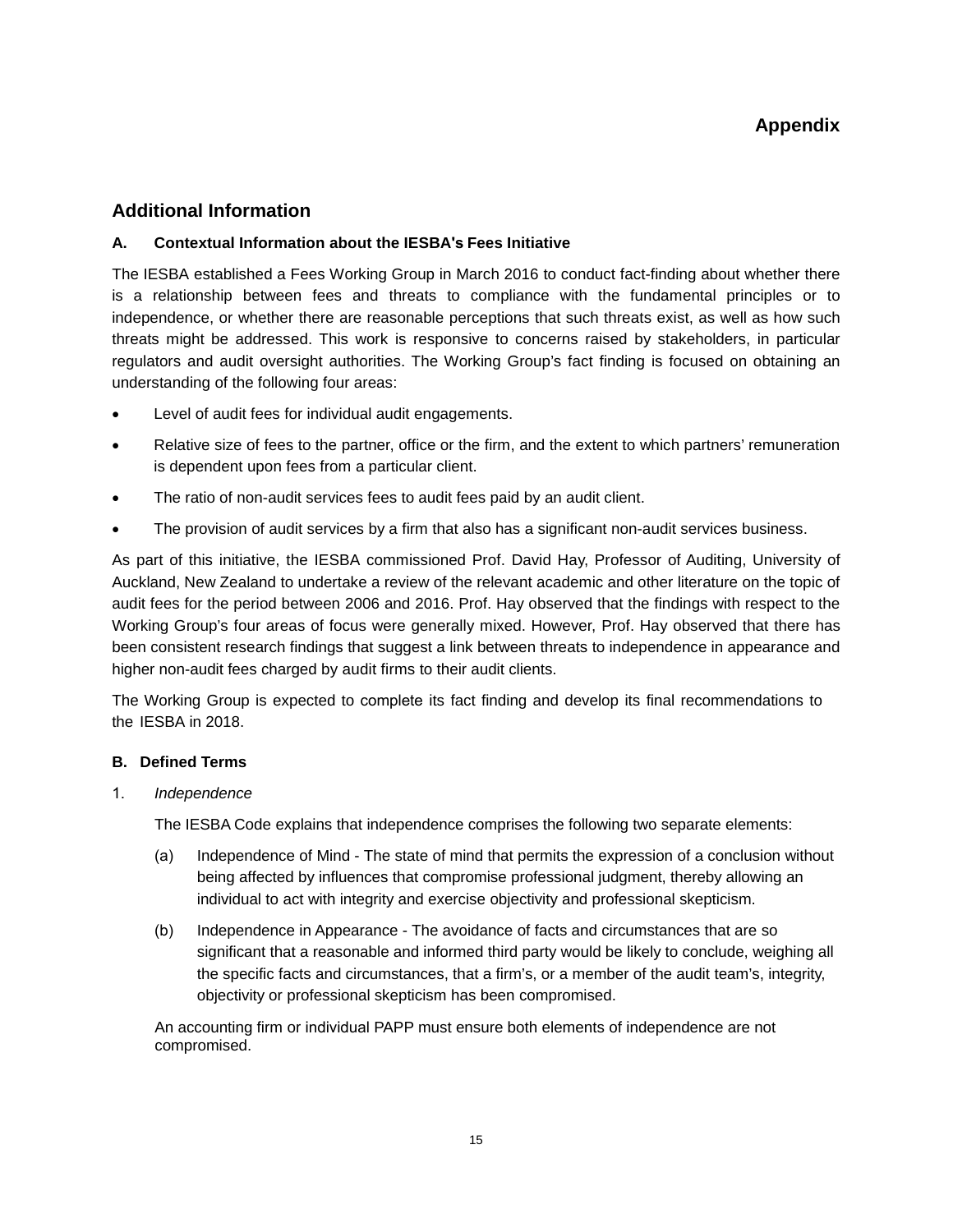# Appendix

## Additional Information

### A. Contextual Information about the IESBA's Fees Initiative

The IESBA established a Fees Working Group in March 2016 to conduct fact-finding about whether there is a relationship between fees and threats to compliance with the fundamental principles or to independence, or whether there are reasonable perceptions that such threats exist, as well as how such threats might be addressed. This work is responsive to concerns raised by stakeholders, in particular regulators and audit oversight authorities. The Working Group's fact finding is focused on obtaining an understanding of the following four areas:

- Level of audit fees for individual audit engagements.
- Relative size of fees to the partner, office or the firm, and the extent to which partners' remuneration is dependent upon fees from a particular client.
- The ratio of non-audit services fees to audit fees paid by an audit client.
- The provision of audit services by a firm that also has a significant non-audit services business.

As part of this initiative, the IESBA commissioned Prof. David Hay, Professor of Auditing, University of Auckland, New Zealand to undertake a review of the relevant academic and other literature on the topic of audit fees for the period between 2006 and 2016. Prof. Hay observed that the findings with respect to the Working Group's four areas of focus were generally mixed. However, Prof. Hay observed that there has been consistent research findings that suggest a link between threats to independence in appearance and higher non-audit fees charged by audit firms to their audit clients.

The Working Group is expected to complete its fact finding and develop its final recommendations to the IESBA in 2018.

### B. Defined Terms

1. *Independence*

   The IESBA Code explains that independence comprises the following two separate elements:

   (a) Independence of Mind - The state of mind that permits the expression of a conclusion without being affected by influences that compromise professional judgment, thereby allowing an individual to act with integrity and exercise objectivity and professional skepticism.

   (b) Independence in Appearance - The avoidance of facts and circumstances that are so significant that a reasonable and informed third party would be likely to conclude, weighing all the specific facts and circumstances, that a firm's, or a member of the audit team's, integrity, objectivity or professional skepticism has been compromised.

   An accounting firm or individual PAPP must ensure both elements of independence are not compromised.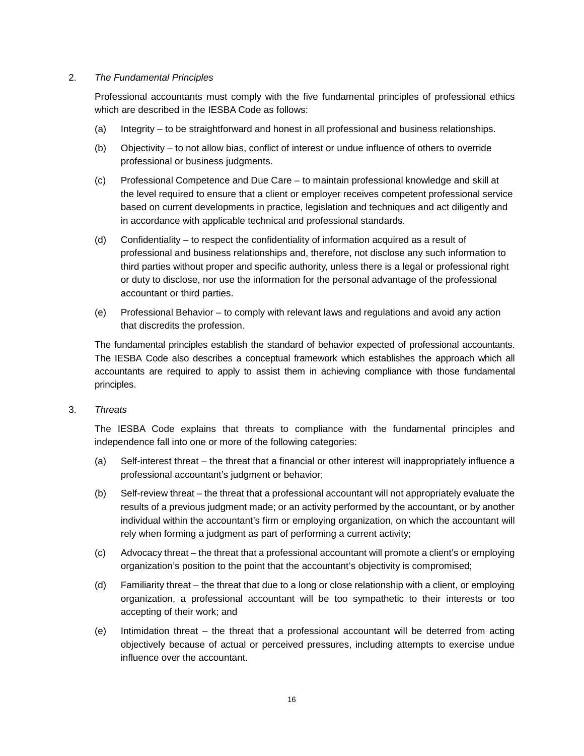2. *The Fundamental Principles*

Professional accountants must comply with the five fundamental principles of professional ethics which are described in the IESBA Code as follows:

(a) Integrity – to be straightforward and honest in all professional and business relationships.

(b) Objectivity – to not allow bias, conflict of interest or undue influence of others to override professional or business judgments.

(c) Professional Competence and Due Care – to maintain professional knowledge and skill at the level required to ensure that a client or employer receives competent professional service based on current developments in practice, legislation and techniques and act diligently and in accordance with applicable technical and professional standards.

(d) Confidentiality – to respect the confidentiality of information acquired as a result of professional and business relationships and, therefore, not disclose any such information to third parties without proper and specific authority, unless there is a legal or professional right or duty to disclose, nor use the information for the personal advantage of the professional accountant or third parties.

(e) Professional Behavior – to comply with relevant laws and regulations and avoid any action that discredits the profession.

The fundamental principles establish the standard of behavior expected of professional accountants. The IESBA Code also describes a conceptual framework which establishes the approach which all accountants are required to apply to assist them in achieving compliance with those fundamental principles.

3. *Threats*

The IESBA Code explains that threats to compliance with the fundamental principles and independence fall into one or more of the following categories:

(a) Self-interest threat – the threat that a financial or other interest will inappropriately influence a professional accountant's judgment or behavior;

(b) Self-review threat – the threat that a professional accountant will not appropriately evaluate the results of a previous judgment made; or an activity performed by the accountant, or by another individual within the accountant's firm or employing organization, on which the accountant will rely when forming a judgment as part of performing a current activity;

(c) Advocacy threat – the threat that a professional accountant will promote a client's or employing organization's position to the point that the accountant's objectivity is compromised;

(d) Familiarity threat – the threat that due to a long or close relationship with a client, or employing organization, a professional accountant will be too sympathetic to their interests or too accepting of their work; and

(e) Intimidation threat – the threat that a professional accountant will be deterred from acting objectively because of actual or perceived pressures, including attempts to exercise undue influence over the accountant.